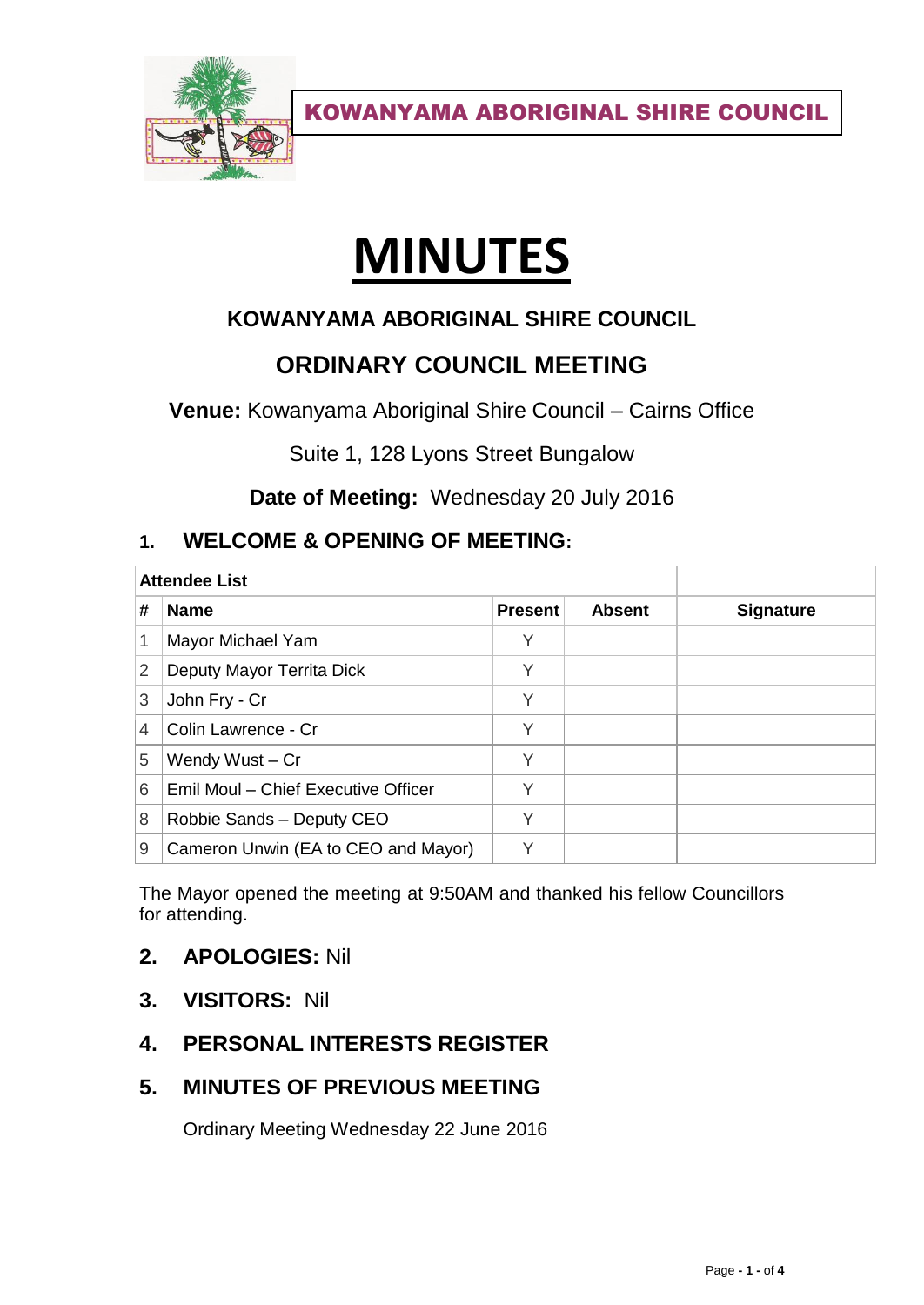KOWANYAMA ABORIGINAL SHIRE COUNCIL

# MINUTES

## KOWANYAMA ABORIGINAL SHIRE COUNCIL

## ORDINARY COUNCIL MEETING

**Venue:** Kowanyama Aboriginal Shire Council – Cairns Office

Suite 1, 128 Lyons Street Bungalow

**Date of Meeting:** Wednesday 20 July 2016

### 1. WELCOME & OPENING OF MEETING:

| Attendee List | | | | |
|---|---|---|---|---|
| **#** | **Name** | **Present** | **Absent** | **Signature** |
| 1 | Mayor Michael Yam | Y | | |
| 2 | Deputy Mayor Territa Dick | Y | | |
| 3 | John Fry - Cr | Y | | |
| 4 | Colin Lawrence - Cr | Y | | |
| 5 | Wendy Wust – Cr | Y | | |
| 6 | Emil Moul – Chief Executive Officer | Y | | |
| 8 | Robbie Sands – Deputy CEO | Y | | |
| 9 | Cameron Unwin (EA to CEO and Mayor) | Y | | |

The Mayor opened the meeting at 9:50AM and thanked his fellow Councillors for attending.

### 2. APOLOGIES: Nil

### 3. VISITORS: Nil

### 4. PERSONAL INTERESTS REGISTER

### 5. MINUTES OF PREVIOUS MEETING

Ordinary Meeting Wednesday 22 June 2016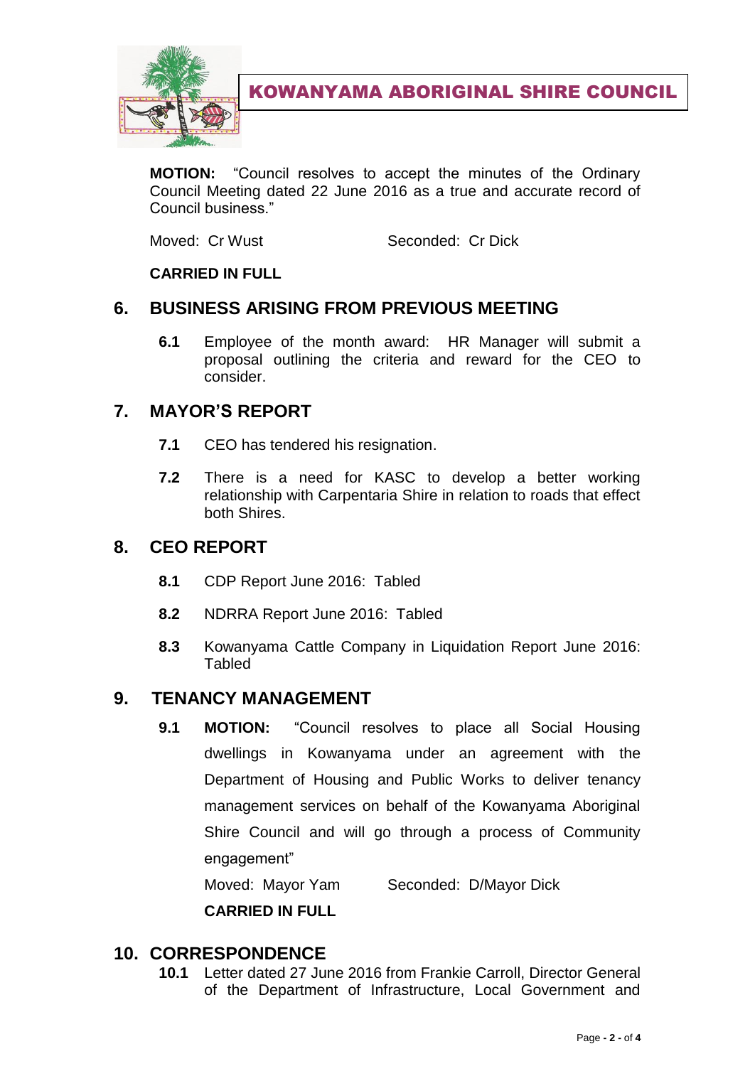**KOWANYAMA ABORIGINAL SHIRE COUNCIL**

**MOTION:** "Council resolves to accept the minutes of the Ordinary Council Meeting dated 22 June 2016 as a true and accurate record of Council business."

Moved: Cr Wust Seconded: Cr Dick

**CARRIED IN FULL**

## 6. BUSINESS ARISING FROM PREVIOUS MEETING

**6.1** Employee of the month award: HR Manager will submit a proposal outlining the criteria and reward for the CEO to consider.

## 7. MAYOR'S REPORT

**7.1** CEO has tendered his resignation.

**7.2** There is a need for KASC to develop a better working relationship with Carpentaria Shire in relation to roads that effect both Shires.

## 8. CEO REPORT

**8.1** CDP Report June 2016: Tabled

**8.2** NDRRA Report June 2016: Tabled

**8.3** Kowanyama Cattle Company in Liquidation Report June 2016: Tabled

## 9. TENANCY MANAGEMENT

**9.1** **MOTION:** "Council resolves to place all Social Housing dwellings in Kowanyama under an agreement with the Department of Housing and Public Works to deliver tenancy management services on behalf of the Kowanyama Aboriginal Shire Council and will go through a process of Community engagement"

Moved: Mayor Yam Seconded: D/Mayor Dick

**CARRIED IN FULL**

## 10. CORRESPONDENCE

**10.1** Letter dated 27 June 2016 from Frankie Carroll, Director General of the Department of Infrastructure, Local Government and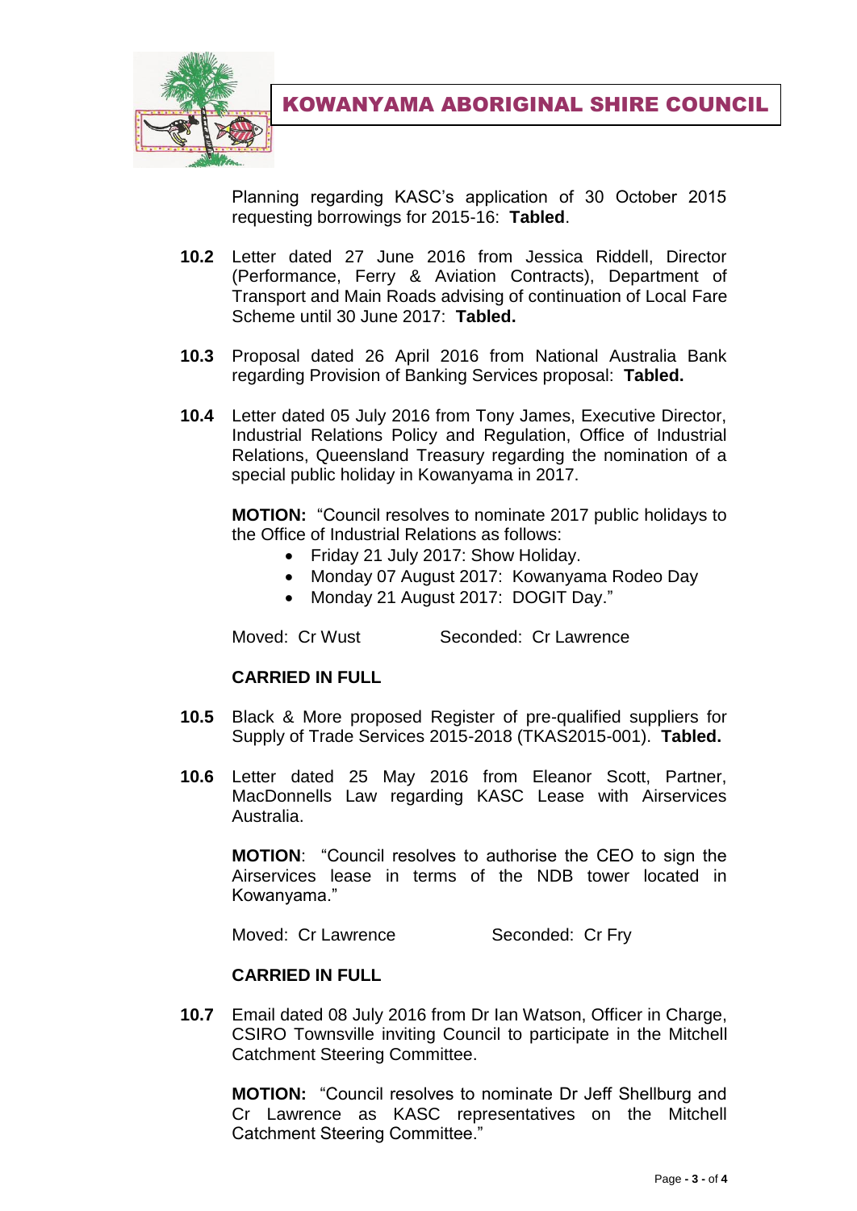Planning regarding KASC's application of 30 October 2015 requesting borrowings for 2015-16: **Tabled**.

**10.2** Letter dated 27 June 2016 from Jessica Riddell, Director (Performance, Ferry & Aviation Contracts), Department of Transport and Main Roads advising of continuation of Local Fare Scheme until 30 June 2017: **Tabled.**

**10.3** Proposal dated 26 April 2016 from National Australia Bank regarding Provision of Banking Services proposal: **Tabled.**

**10.4** Letter dated 05 July 2016 from Tony James, Executive Director, Industrial Relations Policy and Regulation, Office of Industrial Relations, Queensland Treasury regarding the nomination of a special public holiday in Kowanyama in 2017.

**MOTION:** "Council resolves to nominate 2017 public holidays to the Office of Industrial Relations as follows:

- Friday 21 July 2017: Show Holiday.
- Monday 07 August 2017: Kowanyama Rodeo Day
- Monday 21 August 2017: DOGIT Day."

Moved: Cr Wust Seconded: Cr Lawrence

**CARRIED IN FULL**

**10.5** Black & More proposed Register of pre-qualified suppliers for Supply of Trade Services 2015-2018 (TKAS2015-001). **Tabled.**

**10.6** Letter dated 25 May 2016 from Eleanor Scott, Partner, MacDonnells Law regarding KASC Lease with Airservices Australia.

**MOTION**: "Council resolves to authorise the CEO to sign the Airservices lease in terms of the NDB tower located in Kowanyama."

Moved: Cr Lawrence Seconded: Cr Fry

**CARRIED IN FULL**

**10.7** Email dated 08 July 2016 from Dr Ian Watson, Officer in Charge, CSIRO Townsville inviting Council to participate in the Mitchell Catchment Steering Committee.

**MOTION:** "Council resolves to nominate Dr Jeff Shellburg and Cr Lawrence as KASC representatives on the Mitchell Catchment Steering Committee."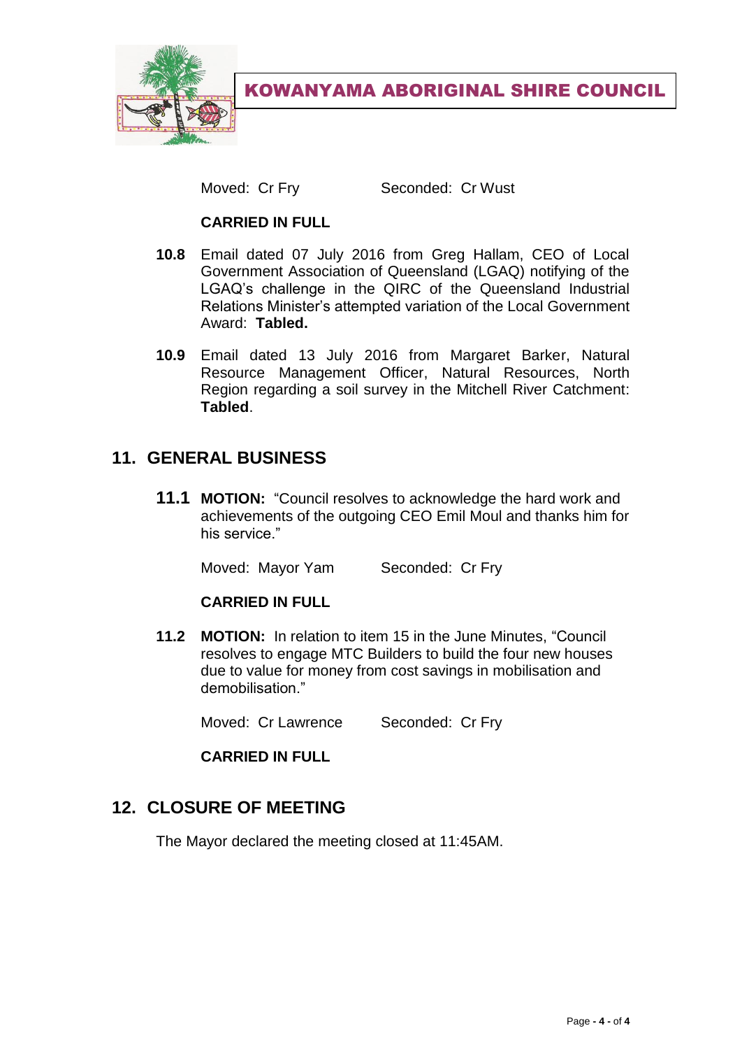Moved: Cr Fry Seconded: Cr Wust

**CARRIED IN FULL**

**10.8** Email dated 07 July 2016 from Greg Hallam, CEO of Local Government Association of Queensland (LGAQ) notifying of the LGAQ's challenge in the QIRC of the Queensland Industrial Relations Minister's attempted variation of the Local Government Award: **Tabled.**

**10.9** Email dated 13 July 2016 from Margaret Barker, Natural Resource Management Officer, Natural Resources, North Region regarding a soil survey in the Mitchell River Catchment: **Tabled**.

## 11. GENERAL BUSINESS

**11.1** **MOTION:** "Council resolves to acknowledge the hard work and achievements of the outgoing CEO Emil Moul and thanks him for his service."

Moved: Mayor Yam Seconded: Cr Fry

**CARRIED IN FULL**

**11.2** **MOTION:** In relation to item 15 in the June Minutes, "Council resolves to engage MTC Builders to build the four new houses due to value for money from cost savings in mobilisation and demobilisation."

Moved: Cr Lawrence Seconded: Cr Fry

**CARRIED IN FULL**

## 12. CLOSURE OF MEETING

The Mayor declared the meeting closed at 11:45AM.